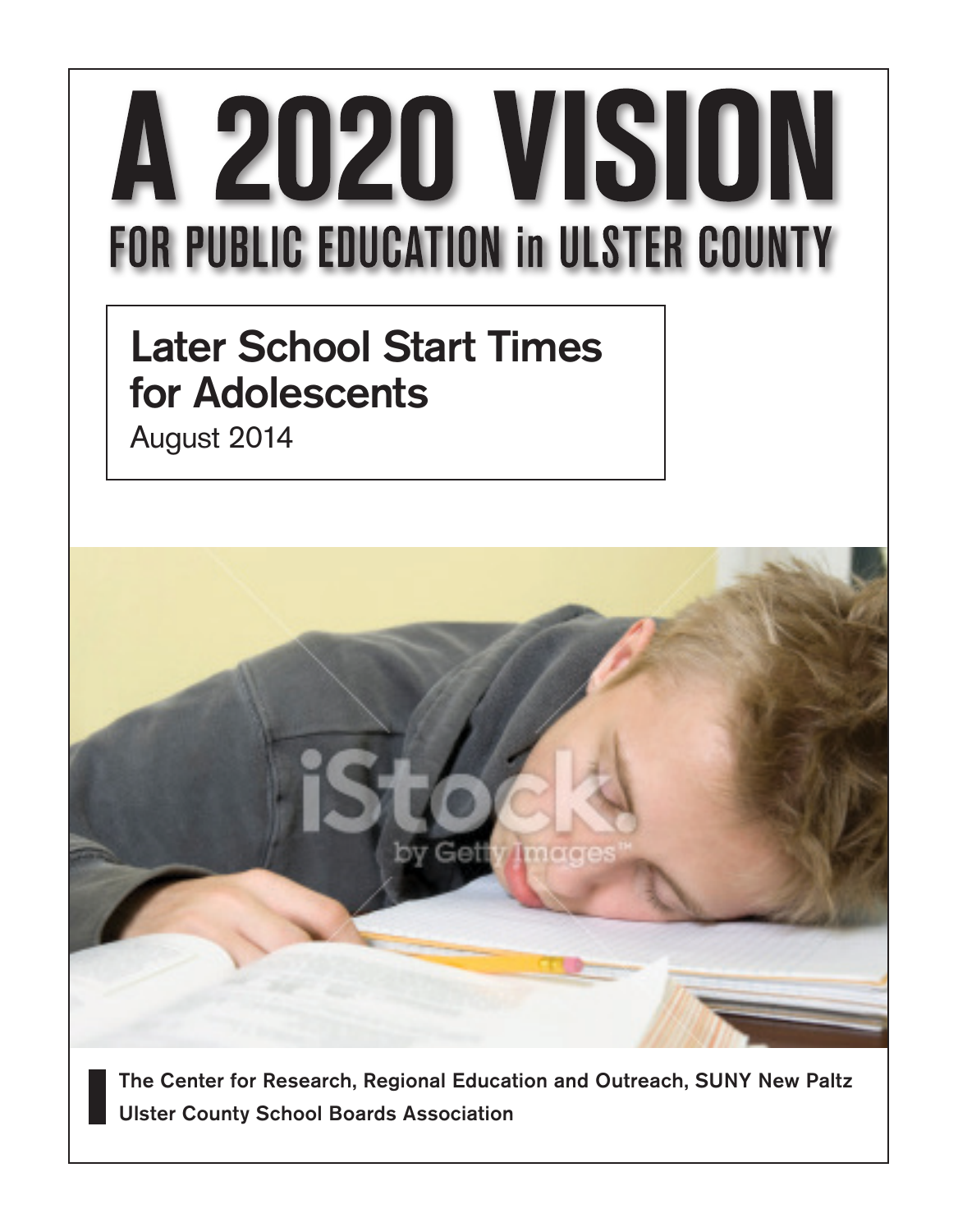# A 2020 VISION

## FOR PUBLIC EDUCATION in ULSTER COUNTY

## Later School Start Times for Adolescents

August 2014

**The Center for Research, Regional Education and Outreach, SUNY New Paltz**
**Ulster County School Boards Association**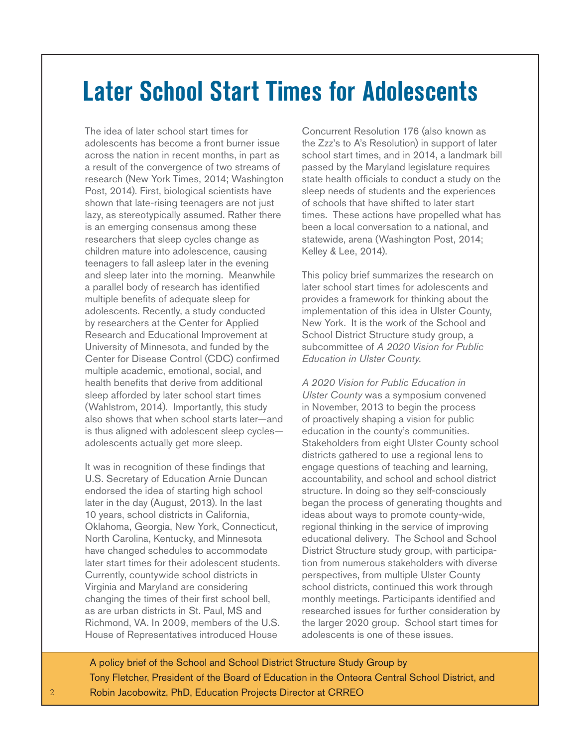# Later School Start Times for Adolescents

The idea of later school start times for adolescents has become a front burner issue across the nation in recent months, in part as a result of the convergence of two streams of research (New York Times, 2014; Washington Post, 2014). First, biological scientists have shown that late-rising teenagers are not just lazy, as stereotypically assumed. Rather there is an emerging consensus among these researchers that sleep cycles change as children mature into adolescence, causing teenagers to fall asleep later in the evening and sleep later into the morning. Meanwhile a parallel body of research has identified multiple benefits of adequate sleep for adolescents. Recently, a study conducted by researchers at the Center for Applied Research and Educational Improvement at University of Minnesota, and funded by the Center for Disease Control (CDC) confirmed multiple academic, emotional, social, and health benefits that derive from additional sleep afforded by later school start times (Wahlstrom, 2014). Importantly, this study also shows that when school starts later—and is thus aligned with adolescent sleep cycles—adolescents actually get more sleep.

It was in recognition of these findings that U.S. Secretary of Education Arnie Duncan endorsed the idea of starting high school later in the day (August, 2013). In the last 10 years, school districts in California, Oklahoma, Georgia, New York, Connecticut, North Carolina, Kentucky, and Minnesota have changed schedules to accommodate later start times for their adolescent students. Currently, countywide school districts in Virginia and Maryland are considering changing the times of their first school bell, as are urban districts in St. Paul, MS and Richmond, VA. In 2009, members of the U.S. House of Representatives introduced House Concurrent Resolution 176 (also known as the Zzz's to A's Resolution) in support of later school start times, and in 2014, a landmark bill passed by the Maryland legislature requires state health officials to conduct a study on the sleep needs of students and the experiences of schools that have shifted to later start times. These actions have propelled what has been a local conversation to a national, and statewide, arena (Washington Post, 2014; Kelley & Lee, 2014).

This policy brief summarizes the research on later school start times for adolescents and provides a framework for thinking about the implementation of this idea in Ulster County, New York. It is the work of the School and School District Structure study group, a subcommittee of *A 2020 Vision for Public Education in Ulster County*.

*A 2020 Vision for Public Education in Ulster County* was a symposium convened in November, 2013 to begin the process of proactively shaping a vision for public education in the county's communities. Stakeholders from eight Ulster County school districts gathered to use a regional lens to engage questions of teaching and learning, accountability, and school and school district structure. In doing so they self-consciously began the process of generating thoughts and ideas about ways to promote county-wide, regional thinking in the service of improving educational delivery. The School and School District Structure study group, with participation from numerous stakeholders with diverse perspectives, from multiple Ulster County school districts, continued this work through monthly meetings. Participants identified and researched issues for further consideration by the larger 2020 group. School start times for adolescents is one of these issues.

A policy brief of the School and School District Structure Study Group by
Tony Fletcher, President of the Board of Education in the Onteora Central School District, and
Robin Jacobowitz, PhD, Education Projects Director at CRREO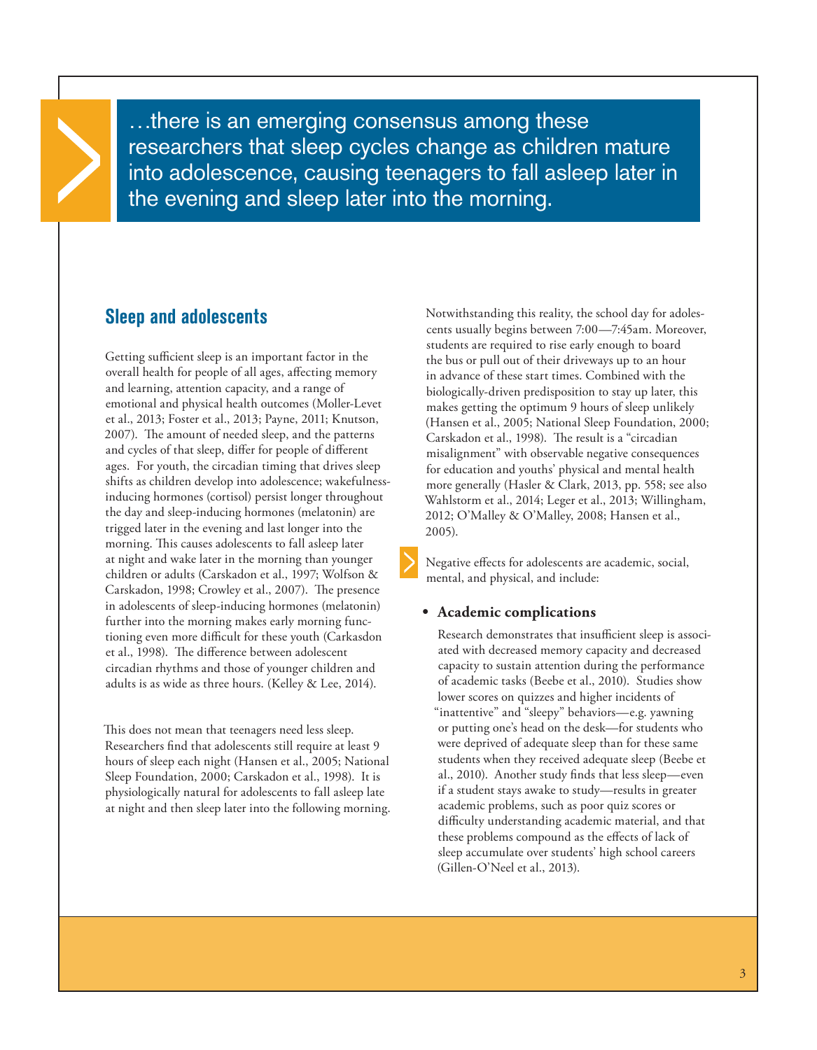> …there is an emerging consensus among these researchers that sleep cycles change as children mature into adolescence, causing teenagers to fall asleep later in the evening and sleep later into the morning.

## Sleep and adolescents

Getting sufficient sleep is an important factor in the overall health for people of all ages, affecting memory and learning, attention capacity, and a range of emotional and physical health outcomes (Moller-Levet et al., 2013; Foster et al., 2013; Payne, 2011; Knutson, 2007). The amount of needed sleep, and the patterns and cycles of that sleep, differ for people of different ages. For youth, the circadian timing that drives sleep shifts as children develop into adolescence; wakefulness-inducing hormones (cortisol) persist longer throughout the day and sleep-inducing hormones (melatonin) are trigged later in the evening and last longer into the morning. This causes adolescents to fall asleep later at night and wake later in the morning than younger children or adults (Carskadon et al., 1997; Wolfson & Carskadon, 1998; Crowley et al., 2007). The presence in adolescents of sleep-inducing hormones (melatonin) further into the morning makes early morning functioning even more difficult for these youth (Carkasdon et al., 1998). The difference between adolescent circadian rhythms and those of younger children and adults is as wide as three hours. (Kelley & Lee, 2014).

This does not mean that teenagers need less sleep. Researchers find that adolescents still require at least 9 hours of sleep each night (Hansen et al., 2005; National Sleep Foundation, 2000; Carskadon et al., 1998). It is physiologically natural for adolescents to fall asleep late at night and then sleep later into the following morning.

Notwithstanding this reality, the school day for adolescents usually begins between 7:00—7:45am. Moreover, students are required to rise early enough to board the bus or pull out of their driveways up to an hour in advance of these start times. Combined with the biologically-driven predisposition to stay up later, this makes getting the optimum 9 hours of sleep unlikely (Hansen et al., 2005; National Sleep Foundation, 2000; Carskadon et al., 1998). The result is a "circadian misalignment" with observable negative consequences for education and youths' physical and mental health more generally (Hasler & Clark, 2013, pp. 558; see also Wahlstorm et al., 2014; Leger et al., 2013; Willingham, 2012; O'Malley & O'Malley, 2008; Hansen et al., 2005).

Negative effects for adolescents are academic, social, mental, and physical, and include:

- **Academic complications**

  Research demonstrates that insufficient sleep is associated with decreased memory capacity and decreased capacity to sustain attention during the performance of academic tasks (Beebe et al., 2010). Studies show lower scores on quizzes and higher incidents of "inattentive" and "sleepy" behaviors—e.g. yawning or putting one's head on the desk—for students who were deprived of adequate sleep than for these same students when they received adequate sleep (Beebe et al., 2010). Another study finds that less sleep—even if a student stays awake to study—results in greater academic problems, such as poor quiz scores or difficulty understanding academic material, and that these problems compound as the effects of lack of sleep accumulate over students' high school careers (Gillen-O'Neel et al., 2013).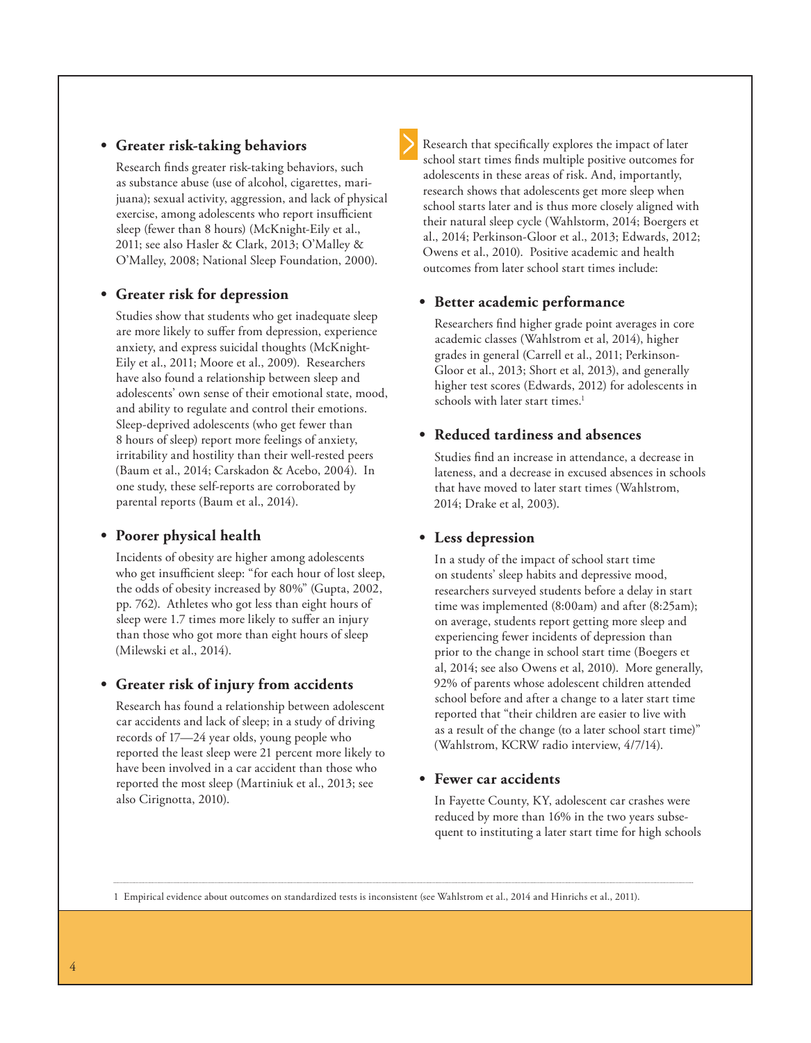- **Greater risk-taking behaviors**

  Research finds greater risk-taking behaviors, such as substance abuse (use of alcohol, cigarettes, marijuana); sexual activity, aggression, and lack of physical exercise, among adolescents who report insufficient sleep (fewer than 8 hours) (McKnight-Eily et al., 2011; see also Hasler & Clark, 2013; O'Malley & O'Malley, 2008; National Sleep Foundation, 2000).

- **Greater risk for depression**

  Studies show that students who get inadequate sleep are more likely to suffer from depression, experience anxiety, and express suicidal thoughts (McKnight-Eily et al., 2011; Moore et al., 2009). Researchers have also found a relationship between sleep and adolescents' own sense of their emotional state, mood, and ability to regulate and control their emotions. Sleep-deprived adolescents (who get fewer than 8 hours of sleep) report more feelings of anxiety, irritability and hostility than their well-rested peers (Baum et al., 2014; Carskadon & Acebo, 2004). In one study, these self-reports are corroborated by parental reports (Baum et al., 2014).

- **Poorer physical health**

  Incidents of obesity are higher among adolescents who get insufficient sleep: "for each hour of lost sleep, the odds of obesity increased by 80%" (Gupta, 2002, pp. 762). Athletes who got less than eight hours of sleep were 1.7 times more likely to suffer an injury than those who got more than eight hours of sleep (Milewski et al., 2014).

- **Greater risk of injury from accidents**

  Research has found a relationship between adolescent car accidents and lack of sleep; in a study of driving records of 17—24 year olds, young people who reported the least sleep were 21 percent more likely to have been involved in a car accident than those who reported the most sleep (Martiniuk et al., 2013; see also Cirignotta, 2010).

Research that specifically explores the impact of later school start times finds multiple positive outcomes for adolescents in these areas of risk. And, importantly, research shows that adolescents get more sleep when school starts later and is thus more closely aligned with their natural sleep cycle (Wahlstorm, 2014; Boergers et al., 2014; Perkinson-Gloor et al., 2013; Edwards, 2012; Owens et al., 2010). Positive academic and health outcomes from later school start times include:

- **Better academic performance**

  Researchers find higher grade point averages in core academic classes (Wahlstrom et al, 2014), higher grades in general (Carrell et al., 2011; Perkinson-Gloor et al., 2013; Short et al, 2013), and generally higher test scores (Edwards, 2012) for adolescents in schools with later start times.[1]

- **Reduced tardiness and absences**

  Studies find an increase in attendance, a decrease in lateness, and a decrease in excused absences in schools that have moved to later start times (Wahlstrom, 2014; Drake et al, 2003).

- **Less depression**

  In a study of the impact of school start time on students' sleep habits and depressive mood, researchers surveyed students before a delay in start time was implemented (8:00am) and after (8:25am); on average, students report getting more sleep and experiencing fewer incidents of depression than prior to the change in school start time (Boegers et al, 2014; see also Owens et al, 2010). More generally, 92% of parents whose adolescent children attended school before and after a change to a later start time reported that "their children are easier to live with as a result of the change (to a later school start time)" (Wahlstrom, KCRW radio interview, 4/7/14).

- **Fewer car accidents**

  In Fayette County, KY, adolescent car crashes were reduced by more than 16% in the two years subsequent to instituting a later start time for high schools

---

1 Empirical evidence about outcomes on standardized tests is inconsistent (see Wahlstrom et al., 2014 and Hinrichs et al., 2011).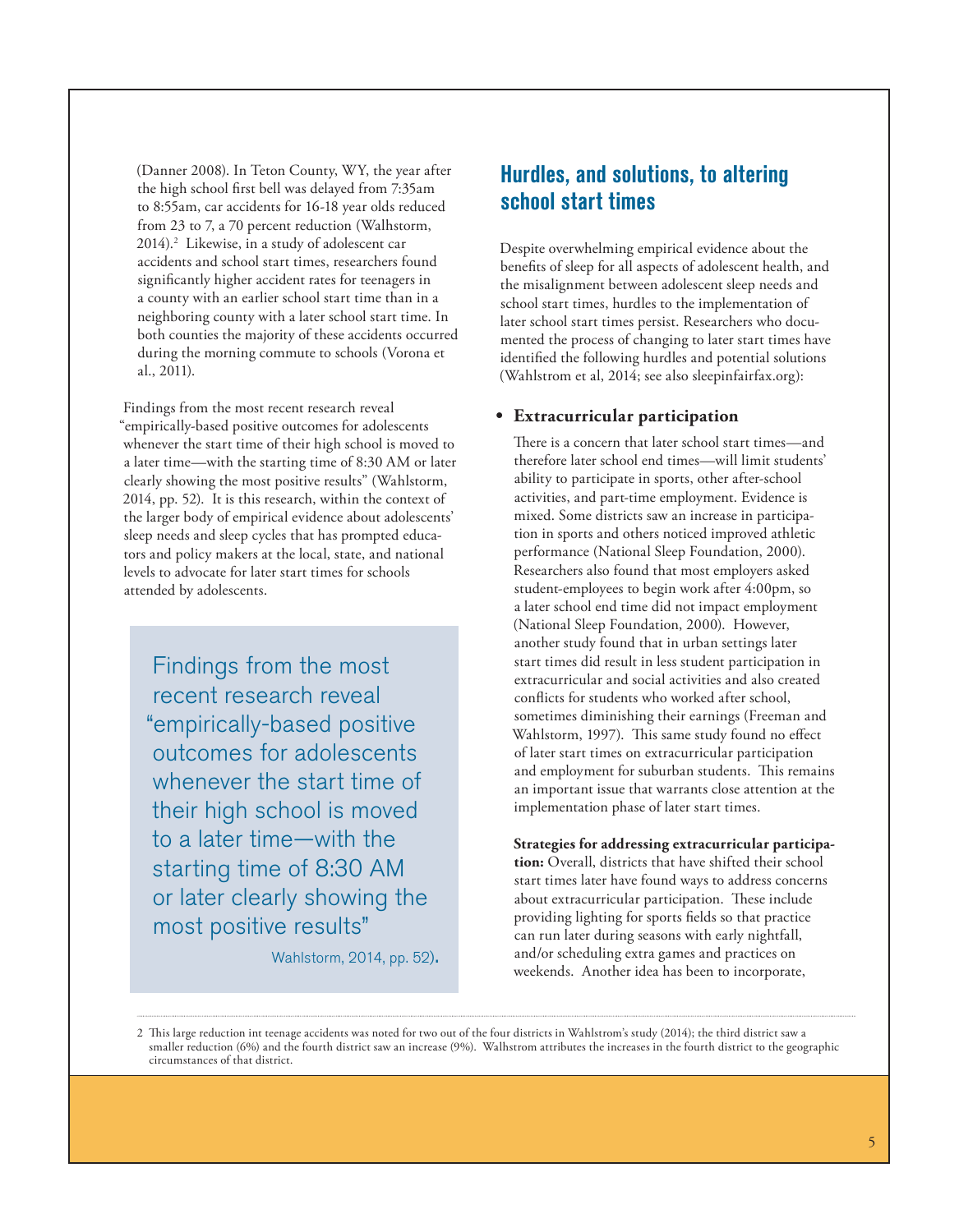(Danner 2008). In Teton County, WY, the year after the high school first bell was delayed from 7:35am to 8:55am, car accidents for 16-18 year olds reduced from 23 to 7, a 70 percent reduction (Walhstorm, 2014).[2] Likewise, in a study of adolescent car accidents and school start times, researchers found significantly higher accident rates for teenagers in a county with an earlier school start time than in a neighboring county with a later school start time. In both counties the majority of these accidents occurred during the morning commute to schools (Vorona et al., 2011).

Findings from the most recent research reveal "empirically-based positive outcomes for adolescents whenever the start time of their high school is moved to a later time—with the starting time of 8:30 AM or later clearly showing the most positive results" (Walhstorm, 2014, pp. 52). It is this research, within the context of the larger body of empirical evidence about adolescents' sleep needs and sleep cycles that has prompted educators and policy makers at the local, state, and national levels to advocate for later start times for schools attended by adolescents.

> Findings from the most recent research reveal "empirically-based positive outcomes for adolescents whenever the start time of their high school is moved to a later time—with the starting time of 8:30 AM or later clearly showing the most positive results"
>
> Wahlstorm, 2014, pp. 52).

## Hurdles, and solutions, to altering school start times

Despite overwhelming empirical evidence about the benefits of sleep for all aspects of adolescent health, and the misalignment between adolescent sleep needs and school start times, hurdles to the implementation of later school start times persist. Researchers who documented the process of changing to later start times have identified the following hurdles and potential solutions (Wahlstrom et al, 2014; see also sleepinfairfax.org):

- **Extracurricular participation**

  There is a concern that later school start times—and therefore later school end times—will limit students' ability to participate in sports, other after-school activities, and part-time employment. Evidence is mixed. Some districts saw an increase in participation in sports and others noticed improved athletic performance (National Sleep Foundation, 2000). Researchers also found that most employers asked student-employees to begin work after 4:00pm, so a later school end time did not impact employment (National Sleep Foundation, 2000). However, another study found that in urban settings later start times did result in less student participation in extracurricular and social activities and also created conflicts for students who worked after school, sometimes diminishing their earnings (Freeman and Wahlstorm, 1997). This same study found no effect of later start times on extracurricular participation and employment for suburban students. This remains an important issue that warrants close attention at the implementation phase of later start times.

  **Strategies for addressing extracurricular participation:** Overall, districts that have shifted their school start times later have found ways to address concerns about extracurricular participation. These include providing lighting for sports fields so that practice can run later during seasons with early nightfall, and/or scheduling extra games and practices on weekends. Another idea has been to incorporate,

---

2 This large reduction int teenage accidents was noted for two out of the four districts in Wahlstrom's study (2014); the third district saw a smaller reduction (6%) and the fourth district saw an increase (9%). Walhstrom attributes the increases in the fourth district to the geographic circumstances of that district.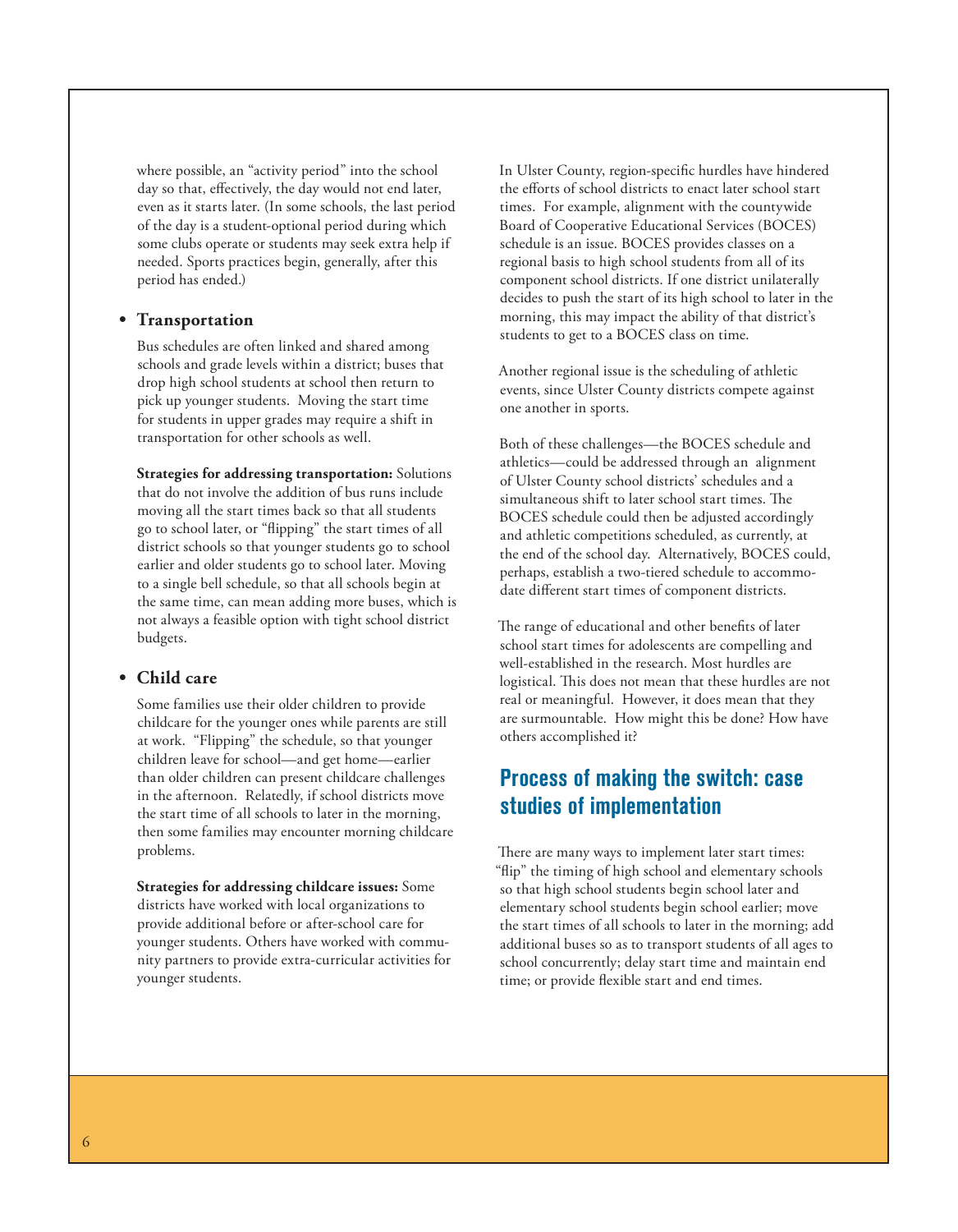where possible, an "activity period" into the school day so that, effectively, the day would not end later, even as it starts later. (In some schools, the last period of the day is a student-optional period during which some clubs operate or students may seek extra help if needed. Sports practices begin, generally, after this period has ended.)

- **Transportation**

  Bus schedules are often linked and shared among schools and grade levels within a district; buses that drop high school students at school then return to pick up younger students. Moving the start time for students in upper grades may require a shift in transportation for other schools as well.

  **Strategies for addressing transportation:** Solutions that do not involve the addition of bus runs include moving all the start times back so that all students go to school later, or "flipping" the start times of all district schools so that younger students go to school earlier and older students go to school later. Moving to a single bell schedule, so that all schools begin at the same time, can mean adding more buses, which is not always a feasible option with tight school district budgets.

- **Child care**

  Some families use their older children to provide childcare for the younger ones while parents are still at work. "Flipping" the schedule, so that younger children leave for school—and get home—earlier than older children can present childcare challenges in the afternoon. Relatedly, if school districts move the start time of all schools to later in the morning, then some families may encounter morning childcare problems.

  **Strategies for addressing childcare issues:** Some districts have worked with local organizations to provide additional before or after-school care for younger students. Others have worked with community partners to provide extra-curricular activities for younger students.

In Ulster County, region-specific hurdles have hindered the efforts of school districts to enact later school start times. For example, alignment with the countywide Board of Cooperative Educational Services (BOCES) schedule is an issue. BOCES provides classes on a regional basis to high school students from all of its component school districts. If one district unilaterally decides to push the start of its high school to later in the morning, this may impact the ability of that district's students to get to a BOCES class on time.

Another regional issue is the scheduling of athletic events, since Ulster County districts compete against one another in sports.

Both of these challenges—the BOCES schedule and athletics—could be addressed through an alignment of Ulster County school districts' schedules and a simultaneous shift to later school start times. The BOCES schedule could then be adjusted accordingly and athletic competitions scheduled, as currently, at the end of the school day. Alternatively, BOCES could, perhaps, establish a two-tiered schedule to accommodate different start times of component districts.

The range of educational and other benefits of later school start times for adolescents are compelling and well-established in the research. Most hurdles are logistical. This does not mean that these hurdles are not real or meaningful. However, it does mean that they are surmountable. How might this be done? How have others accomplished it?

## Process of making the switch: case studies of implementation

There are many ways to implement later start times: "flip" the timing of high school and elementary schools so that high school students begin school later and elementary school students begin school earlier; move the start times of all schools to later in the morning; add additional buses so as to transport students of all ages to school concurrently; delay start time and maintain end time; or provide flexible start and end times.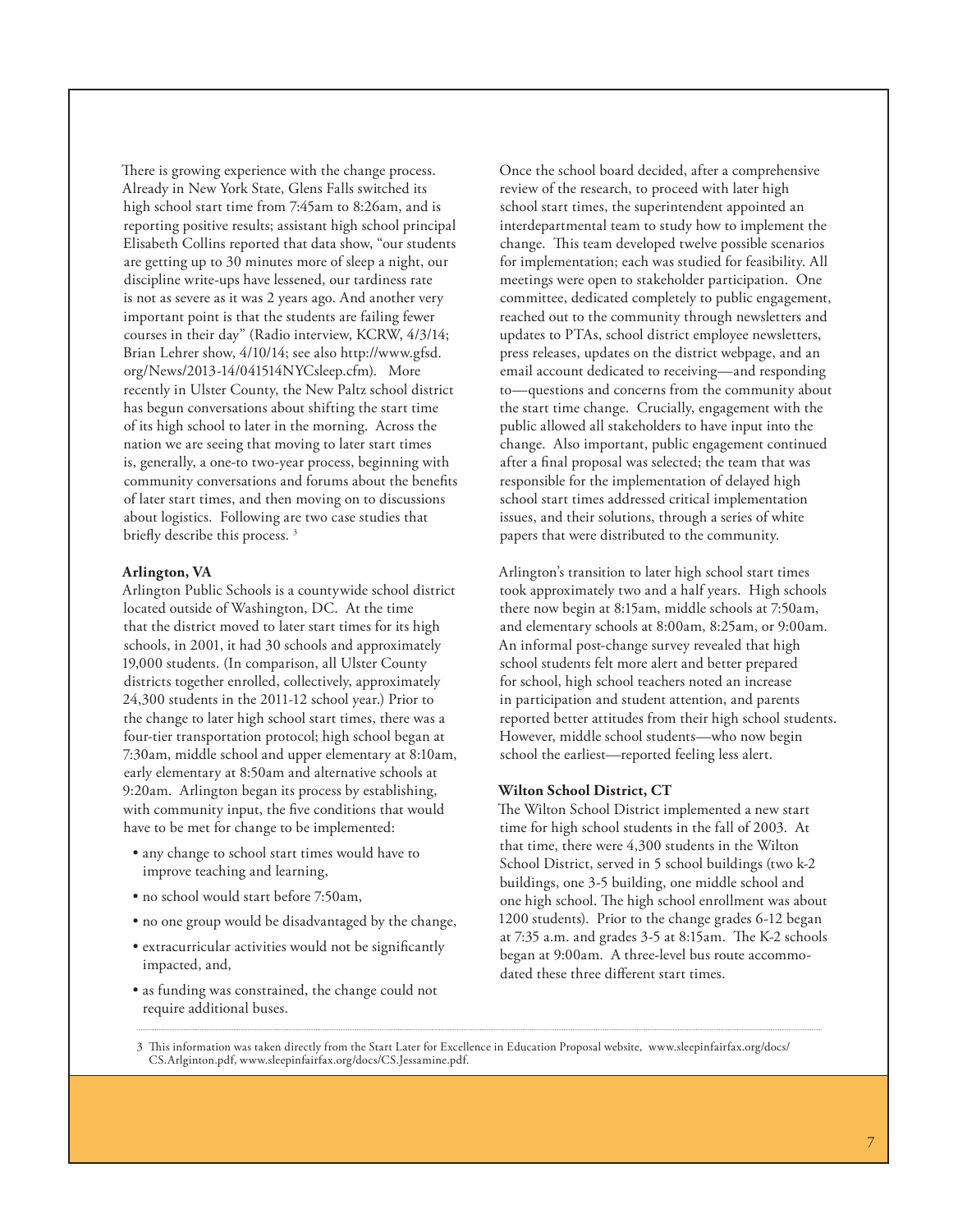There is growing experience with the change process. Already in New York State, Glens Falls switched its high school start time from 7:45am to 8:26am, and is reporting positive results; assistant high school principal Elisabeth Collins reported that data show, "our students are getting up to 30 minutes more of sleep a night, our discipline write-ups have lessened, our tardiness rate is not as severe as it was 2 years ago. And another very important point is that the students are failing fewer courses in their day" (Radio interview, KCRW, 4/3/14; Brian Lehrer show, 4/10/14; see also http://www.gfsd.org/News/2013-14/041514NYCsleep.cfm). More recently in Ulster County, the New Paltz school district has begun conversations about shifting the start time of its high school to later in the morning. Across the nation we are seeing that moving to later start times is, generally, a one-to two-year process, beginning with community conversations and forums about the benefits of later start times, and then moving on to discussions about logistics. Following are two case studies that briefly describe this process. [3]

**Arlington, VA**

Arlington Public Schools is a countywide school district located outside of Washington, DC. At the time that the district moved to later start times for its high schools, in 2001, it had 30 schools and approximately 19,000 students. (In comparison, all Ulster County districts together enrolled, collectively, approximately 24,300 students in the 2011-12 school year.) Prior to the change to later high school start times, there was a four-tier transportation protocol; high school began at 7:30am, middle school and upper elementary at 8:10am, early elementary at 8:50am and alternative schools at 9:20am. Arlington began its process by establishing, with community input, the five conditions that would have to be met for change to be implemented:

- any change to school start times would have to improve teaching and learning,
- no school would start before 7:50am,
- no one group would be disadvantaged by the change,
- extracurricular activities would not be significantly impacted, and,
- as funding was constrained, the change could not require additional buses.

Once the school board decided, after a comprehensive review of the research, to proceed with later high school start times, the superintendent appointed an interdepartmental team to study how to implement the change. This team developed twelve possible scenarios for implementation; each was studied for feasibility. All meetings were open to stakeholder participation. One committee, dedicated completely to public engagement, reached out to the community through newsletters and updates to PTAs, school district employee newsletters, press releases, updates on the district webpage, and an email account dedicated to receiving—and responding to—questions and concerns from the community about the start time change. Crucially, engagement with the public allowed all stakeholders to have input into the change. Also important, public engagement continued after a final proposal was selected; the team that was responsible for the implementation of delayed high school start times addressed critical implementation issues, and their solutions, through a series of white papers that were distributed to the community.

Arlington's transition to later high school start times took approximately two and a half years. High schools there now begin at 8:15am, middle schools at 7:50am, and elementary schools at 8:00am, 8:25am, or 9:00am. An informal post-change survey revealed that high school students felt more alert and better prepared for school, high school teachers noted an increase in participation and student attention, and parents reported better attitudes from their high school students. However, middle school students—who now begin school the earliest—reported feeling less alert.

**Wilton School District, CT**

The Wilton School District implemented a new start time for high school students in the fall of 2003. At that time, there were 4,300 students in the Wilton School District, served in 5 school buildings (two k-2 buildings, one 3-5 building, one middle school and one high school. The high school enrollment was about 1200 students). Prior to the change grades 6-12 began at 7:35 a.m. and grades 3-5 at 8:15am. The K-2 schools began at 9:00am. A three-level bus route accommodated these three different start times.

---

3 This information was taken directly from the Start Later for Excellence in Education Proposal website, www.sleepinfairfax.org/docs/CS.Arlginton.pdf, www.sleepinfairfax.org/docs/CS.Jessamine.pdf.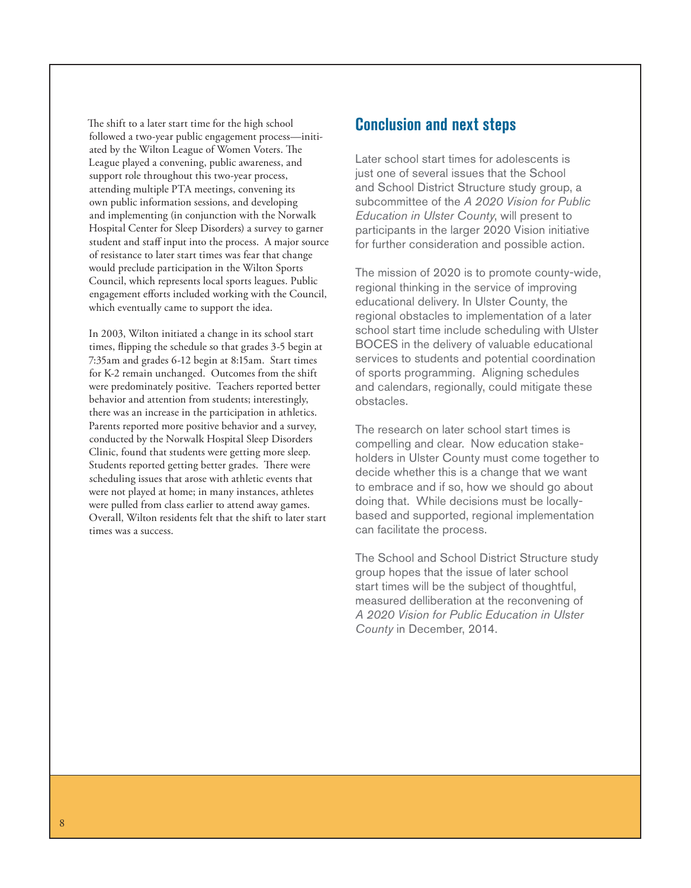The shift to a later start time for the high school followed a two-year public engagement process—initiated by the Wilton League of Women Voters. The League played a convening, public awareness, and support role throughout this two-year process, attending multiple PTA meetings, convening its own public information sessions, and developing and implementing (in conjunction with the Norwalk Hospital Center for Sleep Disorders) a survey to garner student and staff input into the process. A major source of resistance to later start times was fear that change would preclude participation in the Wilton Sports Council, which represents local sports leagues. Public engagement efforts included working with the Council, which eventually came to support the idea.

In 2003, Wilton initiated a change in its school start times, flipping the schedule so that grades 3-5 begin at 7:35am and grades 6-12 begin at 8:15am. Start times for K-2 remain unchanged. Outcomes from the shift were predominately positive. Teachers reported better behavior and attention from students; interestingly, there was an increase in the participation in athletics. Parents reported more positive behavior and a survey, conducted by the Norwalk Hospital Sleep Disorders Clinic, found that students were getting more sleep. Students reported getting better grades. There were scheduling issues that arose with athletic events that were not played at home; in many instances, athletes were pulled from class earlier to attend away games. Overall, Wilton residents felt that the shift to later start times was a success.

## Conclusion and next steps

Later school start times for adolescents is just one of several issues that the School and School District Structure study group, a subcommittee of the *A 2020 Vision for Public Education in Ulster County*, will present to participants in the larger 2020 Vision initiative for further consideration and possible action.

The mission of 2020 is to promote county-wide, regional thinking in the service of improving educational delivery. In Ulster County, the regional obstacles to implementation of a later school start time include scheduling with Ulster BOCES in the delivery of valuable educational services to students and potential coordination of sports programming. Aligning schedules and calendars, regionally, could mitigate these obstacles.

The research on later school start times is compelling and clear. Now education stakeholders in Ulster County must come together to decide whether this is a change that we want to embrace and if so, how we should go about doing that. While decisions must be locally-based and supported, regional implementation can facilitate the process.

The School and School District Structure study group hopes that the issue of later school start times will be the subject of thoughtful, measured delliberation at the reconvening of *A 2020 Vision for Public Education in Ulster County* in December, 2014.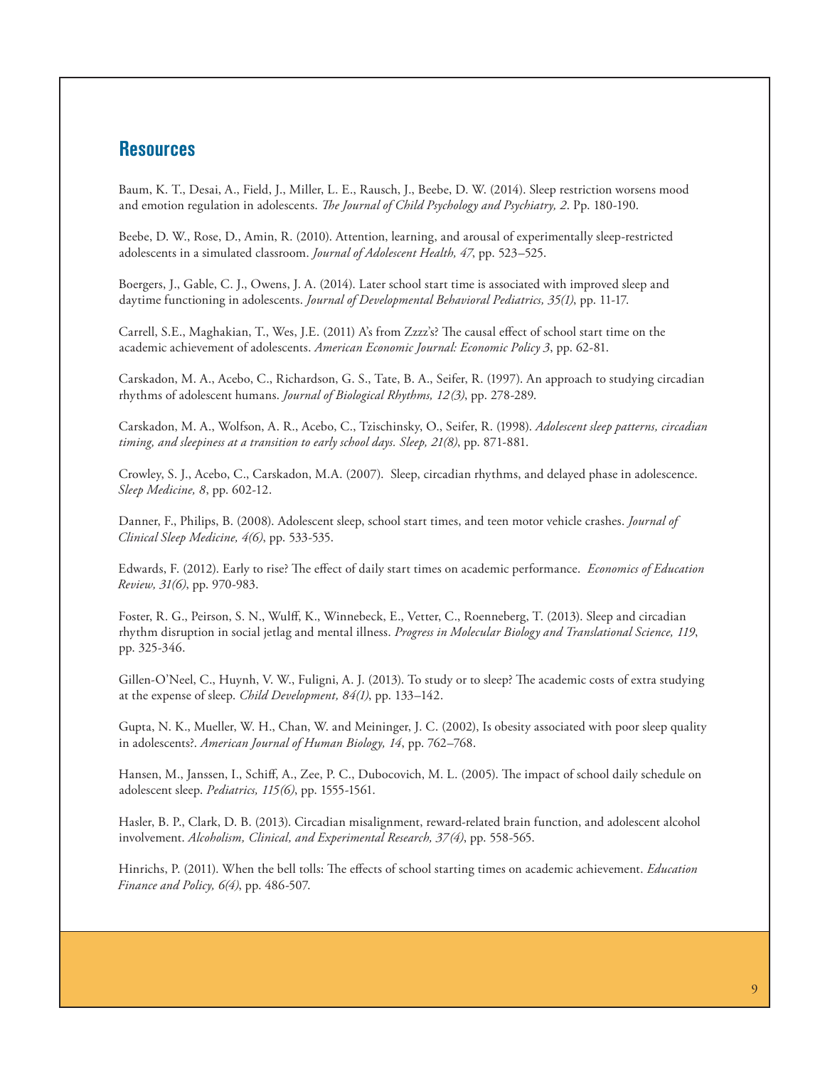## Resources

Baum, K. T., Desai, A., Field, J., Miller, L. E., Rausch, J., Beebe, D. W. (2014). Sleep restriction worsens mood and emotion regulation in adolescents. *The Journal of Child Psychology and Psychiatry, 2*. Pp. 180-190.

Beebe, D. W., Rose, D., Amin, R. (2010). Attention, learning, and arousal of experimentally sleep-restricted adolescents in a simulated classroom. *Journal of Adolescent Health, 47*, pp. 523–525.

Boergers, J., Gable, C. J., Owens, J. A. (2014). Later school start time is associated with improved sleep and daytime functioning in adolescents. *Journal of Developmental Behavioral Pediatrics, 35(1)*, pp. 11-17.

Carrell, S.E., Maghakian, T., Wes, J.E. (2011) A's from Zzzz's? The causal effect of school start time on the academic achievement of adolescents. *American Economic Journal: Economic Policy 3*, pp. 62-81.

Carskadon, M. A., Acebo, C., Richardson, G. S., Tate, B. A., Seifer, R. (1997). An approach to studying circadian rhythms of adolescent humans. *Journal of Biological Rhythms, 12(3)*, pp. 278-289.

Carskadon, M. A., Wolfson, A. R., Acebo, C., Tzischinsky, O., Seifer, R. (1998). *Adolescent sleep patterns, circadian timing, and sleepiness at a transition to early school days. Sleep, 21(8)*, pp. 871-881.

Crowley, S. J., Acebo, C., Carskadon, M.A. (2007). Sleep, circadian rhythms, and delayed phase in adolescence. *Sleep Medicine, 8*, pp. 602-12.

Danner, F., Philips, B. (2008). Adolescent sleep, school start times, and teen motor vehicle crashes. *Journal of Clinical Sleep Medicine, 4(6)*, pp. 533-535.

Edwards, F. (2012). Early to rise? The effect of daily start times on academic performance. *Economics of Education Review, 31(6)*, pp. 970-983.

Foster, R. G., Peirson, S. N., Wulff, K., Winnebeck, E., Vetter, C., Roenneberg, T. (2013). Sleep and circadian rhythm disruption in social jetlag and mental illness. *Progress in Molecular Biology and Translational Science, 119*, pp. 325-346.

Gillen-O'Neel, C., Huynh, V. W., Fuligni, A. J. (2013). To study or to sleep? The academic costs of extra studying at the expense of sleep. *Child Development, 84(1)*, pp. 133–142.

Gupta, N. K., Mueller, W. H., Chan, W. and Meininger, J. C. (2002), Is obesity associated with poor sleep quality in adolescents?. *American Journal of Human Biology, 14*, pp. 762–768.

Hansen, M., Janssen, I., Schiff, A., Zee, P. C., Dubocovich, M. L. (2005). The impact of school daily schedule on adolescent sleep. *Pediatrics, 115(6)*, pp. 1555-1561.

Hasler, B. P., Clark, D. B. (2013). Circadian misalignment, reward-related brain function, and adolescent alcohol involvement. *Alcoholism, Clinical, and Experimental Research, 37(4)*, pp. 558-565.

Hinrichs, P. (2011). When the bell tolls: The effects of school starting times on academic achievement. *Education Finance and Policy, 6(4)*, pp. 486-507.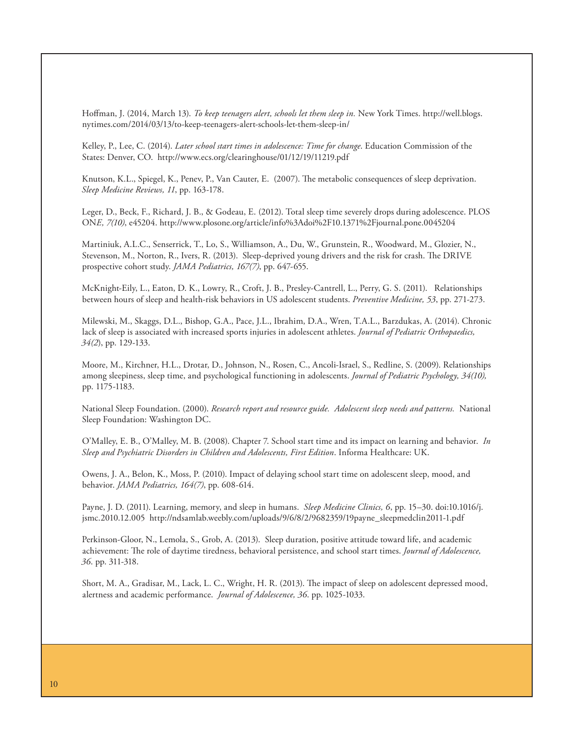Hoffman, J. (2014, March 13). *To keep teenagers alert, schools let them sleep in.* New York Times. http://well.blogs.nytimes.com/2014/03/13/to-keep-teenagers-alert-schools-let-them-sleep-in/

Kelley, P., Lee, C. (2014). *Later school start times in adolescence: Time for change*. Education Commission of the States: Denver, CO. http://www.ecs.org/clearinghouse/01/12/19/11219.pdf

Knutson, K.L., Spiegel, K., Penev, P., Van Cauter, E. (2007). The metabolic consequences of sleep deprivation. *Sleep Medicine Reviews, 11*, pp. 163-178.

Leger, D., Beck, F., Richard, J. B., & Godeau, E. (2012). Total sleep time severely drops during adolescence. PLOS ON*E, 7(10)*, e45204. http://www.plosone.org/article/info%3Adoi%2F10.1371%2Fjournal.pone.0045204

Martiniuk, A.L.C., Senserrick, T., Lo, S., Williamson, A., Du, W., Grunstein, R., Woodward, M., Glozier, N., Stevenson, M., Norton, R., Ivers, R. (2013). Sleep-deprived young drivers and the risk for crash. The DRIVE prospective cohort study. *JAMA Pediatrics, 167(7)*, pp. 647-655.

McKnight-Eily, L., Eaton, D. K., Lowry, R., Croft, J. B., Presley-Cantrell, L., Perry, G. S. (2011). Relationships between hours of sleep and health-risk behaviors in US adolescent students. *Preventive Medicine, 53*, pp. 271-273.

Milewski, M., Skaggs, D.L., Bishop, G.A., Pace, J.L., Ibrahim, D.A., Wren, T.A.L., Barzdukas, A. (2014). Chronic lack of sleep is associated with increased sports injuries in adolescent athletes. *Journal of Pediatric Orthopaedics, 34(2*), pp. 129-133.

Moore, M., Kirchner, H.L., Drotar, D., Johnson, N., Rosen, C., Ancoli-Israel, S., Redline, S. (2009). Relationships among sleepiness, sleep time, and psychological functioning in adolescents. *Journal of Pediatric Psychology, 34(10),* pp. 1175-1183.

National Sleep Foundation. (2000). *Research report and resource guide. Adolescent sleep needs and patterns.* National Sleep Foundation: Washington DC.

O'Malley, E. B., O'Malley, M. B. (2008). Chapter 7. School start time and its impact on learning and behavior. *In Sleep and Psychiatric Disorders in Children and Adolescents, First Edition*. Informa Healthcare: UK.

Owens, J. A., Belon, K., Moss, P. (2010). Impact of delaying school start time on adolescent sleep, mood, and behavior. *JAMA Pediatrics, 164(7)*, pp. 608-614.

Payne, J. D. (2011). Learning, memory, and sleep in humans. *Sleep Medicine Clinics, 6*, pp. 15–30. doi:10.1016/j.jsmc.2010.12.005 http://ndsamlab.weebly.com/uploads/9/6/8/2/9682359/19payne_sleepmedclin2011-1.pdf

Perkinson-Gloor, N., Lemola, S., Grob, A. (2013). Sleep duration, positive attitude toward life, and academic achievement: The role of daytime tiredness, behavioral persistence, and school start times. *Journal of Adolescence, 36*. pp. 311-318.

Short, M. A., Gradisar, M., Lack, L. C., Wright, H. R. (2013). The impact of sleep on adolescent depressed mood, alertness and academic performance. *Journal of Adolescence, 36*. pp. 1025-1033.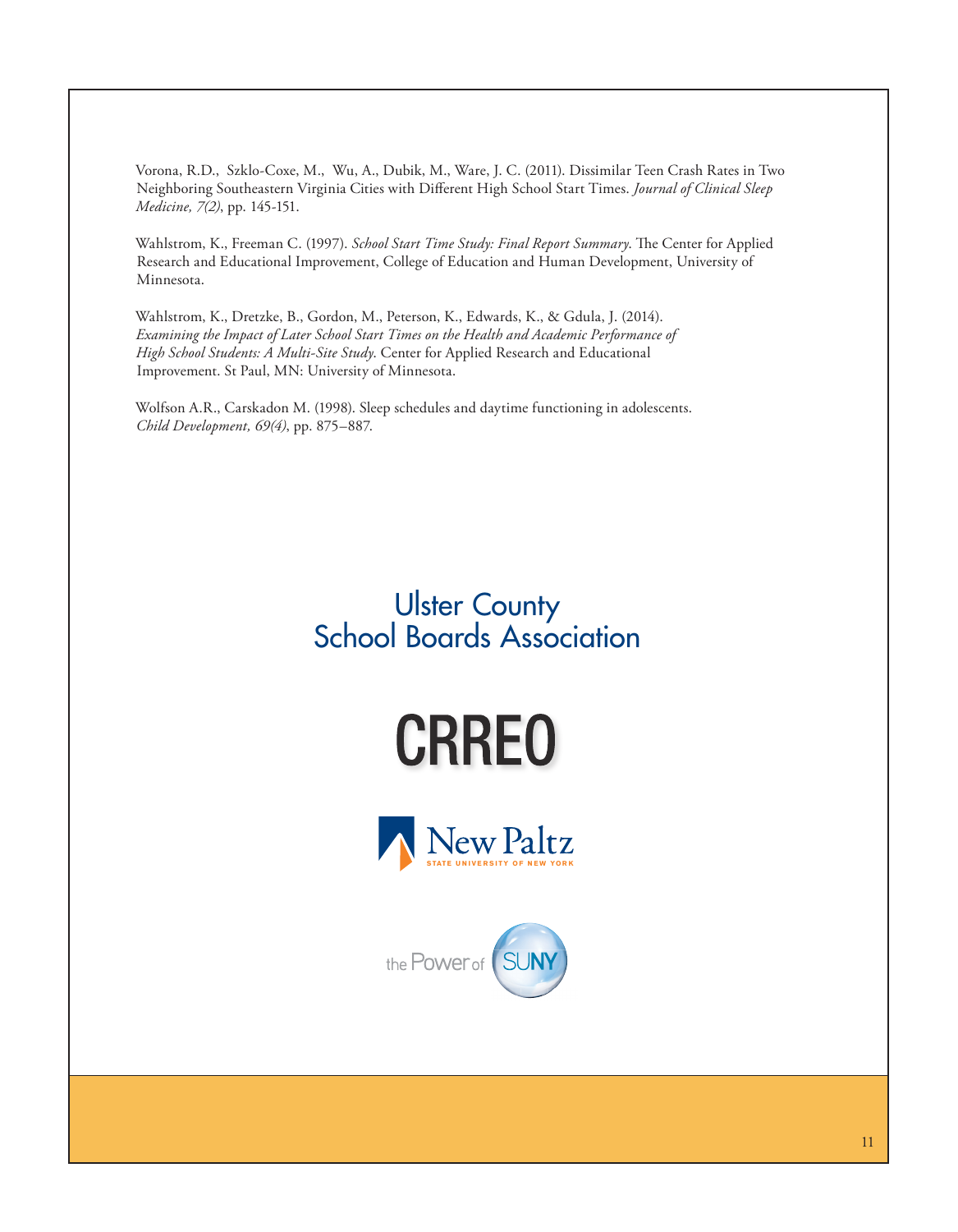Vorona, R.D., Szklo-Coxe, M., Wu, A., Dubik, M., Ware, J. C. (2011). Dissimilar Teen Crash Rates in Two Neighboring Southeastern Virginia Cities with Different High School Start Times. *Journal of Clinical Sleep Medicine, 7(2)*, pp. 145-151.

Wahlstrom, K., Freeman C. (1997). *School Start Time Study: Final Report Summary*. The Center for Applied Research and Educational Improvement, College of Education and Human Development, University of Minnesota.

Wahlstrom, K., Dretzke, B., Gordon, M., Peterson, K., Edwards, K., & Gdula, J. (2014). *Examining the Impact of Later School Start Times on the Health and Academic Performance of High School Students: A Multi-Site Study*. Center for Applied Research and Educational Improvement. St Paul, MN: University of Minnesota.

Wolfson A.R., Carskadon M. (1998). Sleep schedules and daytime functioning in adolescents. *Child Development, 69(4)*, pp. 875–887.

Ulster County
School Boards Association

CRREO

New Paltz
STATE UNIVERSITY OF NEW YORK

the Power of SUNY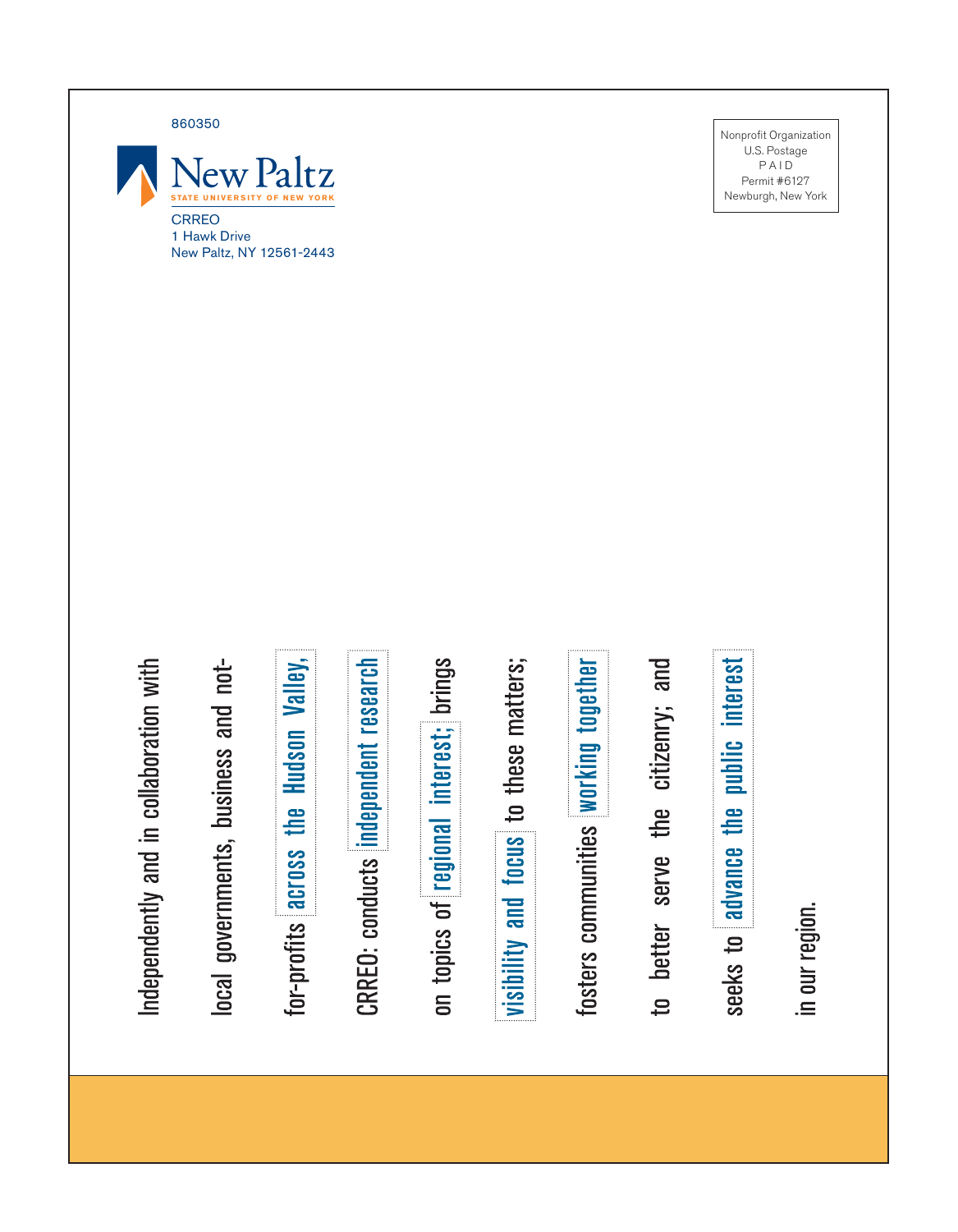860350

New Paltz
STATE UNIVERSITY OF NEW YORK

CRREO
1 Hawk Drive
New Paltz, NY 12561-2443

Nonprofit Organization
U.S. Postage
PAID
Permit #6127
Newburgh, New York

Independently and in collaboration with local governments, business and not-for-profits across the Hudson Valley, CRREO: conducts independent research on topics of regional interest; brings visibility and focus to these matters; fosters communities working together to better serve the citizenry; and seeks to advance the public interest in our region.